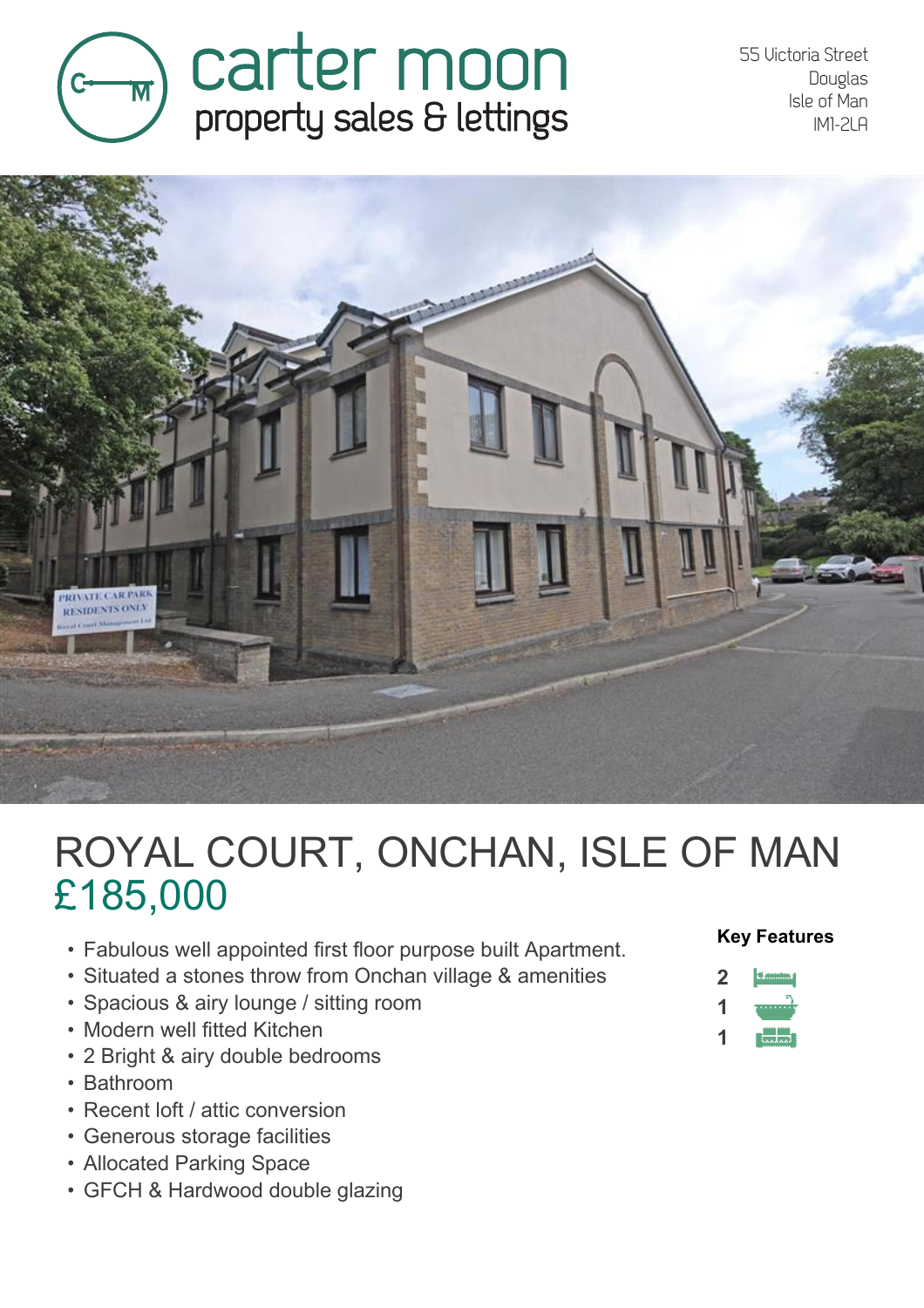carter moon
property sales & lettings

55 Victoria Street
Douglas
Isle of Man
IM1-2LA

# ROYAL COURT, ONCHAN, ISLE OF MAN

## £185,000

- Fabulous well appointed first floor purpose built Apartment.
- Situated a stones throw from Onchan village & amenities
- Spacious & airy lounge / sitting room
- Modern well fitted Kitchen
- 2 Bright & airy double bedrooms
- Bathroom
- Recent loft / attic conversion
- Generous storage facilities
- Allocated Parking Space
- GFCH & Hardwood double glazing

**Key Features**

2
1
1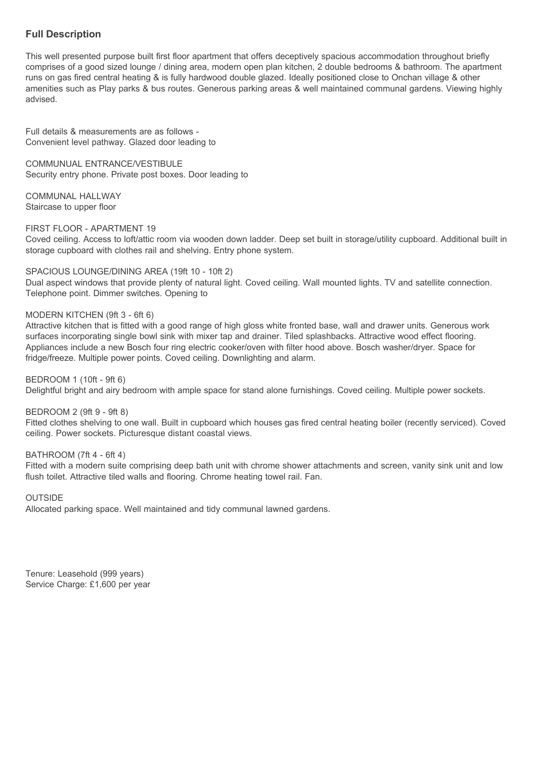## Full Description

This well presented purpose built first floor apartment that offers deceptively spacious accommodation throughout briefly comprises of a good sized lounge / dining area, modern open plan kitchen, 2 double bedrooms & bathroom. The apartment runs on gas fired central heating & is fully hardwood double glazed. Ideally positioned close to Onchan village & other amenities such as Play parks & bus routes. Generous parking areas & well maintained communal gardens. Viewing highly advised.

Full details & measurements are as follows -
Convenient level pathway. Glazed door leading to

COMMUNUAL ENTRANCE/VESTIBULE
Security entry phone. Private post boxes. Door leading to

COMMUNAL HALLWAY
Staircase to upper floor

FIRST FLOOR - APARTMENT 19
Coved ceiling. Access to loft/attic room via wooden down ladder. Deep set built in storage/utility cupboard. Additional built in storage cupboard with clothes rail and shelving. Entry phone system.

SPACIOUS LOUNGE/DINING AREA (19ft 10 - 10ft 2)
Dual aspect windows that provide plenty of natural light. Coved ceiling. Wall mounted lights. TV and satellite connection. Telephone point. Dimmer switches. Opening to

MODERN KITCHEN (9ft 3 - 6ft 6)
Attractive kitchen that is fitted with a good range of high gloss white fronted base, wall and drawer units. Generous work surfaces incorporating single bowl sink with mixer tap and drainer. Tiled splashbacks. Attractive wood effect flooring. Appliances include a new Bosch four ring electric cooker/oven with filter hood above. Bosch washer/dryer. Space for fridge/freeze. Multiple power points. Coved ceiling. Downlighting and alarm.

BEDROOM 1 (10ft - 9ft 6)
Delightful bright and airy bedroom with ample space for stand alone furnishings. Coved ceiling. Multiple power sockets.

BEDROOM 2 (9ft 9 - 9ft 8)
Fitted clothes shelving to one wall. Built in cupboard which houses gas fired central heating boiler (recently serviced). Coved ceiling. Power sockets. Picturesque distant coastal views.

BATHROOM (7ft 4 - 6ft 4)
Fitted with a modern suite comprising deep bath unit with chrome shower attachments and screen, vanity sink unit and low flush toilet. Attractive tiled walls and flooring. Chrome heating towel rail. Fan.

OUTSIDE
Allocated parking space. Well maintained and tidy communal lawned gardens.

Tenure: Leasehold (999 years)
Service Charge: £1,600 per year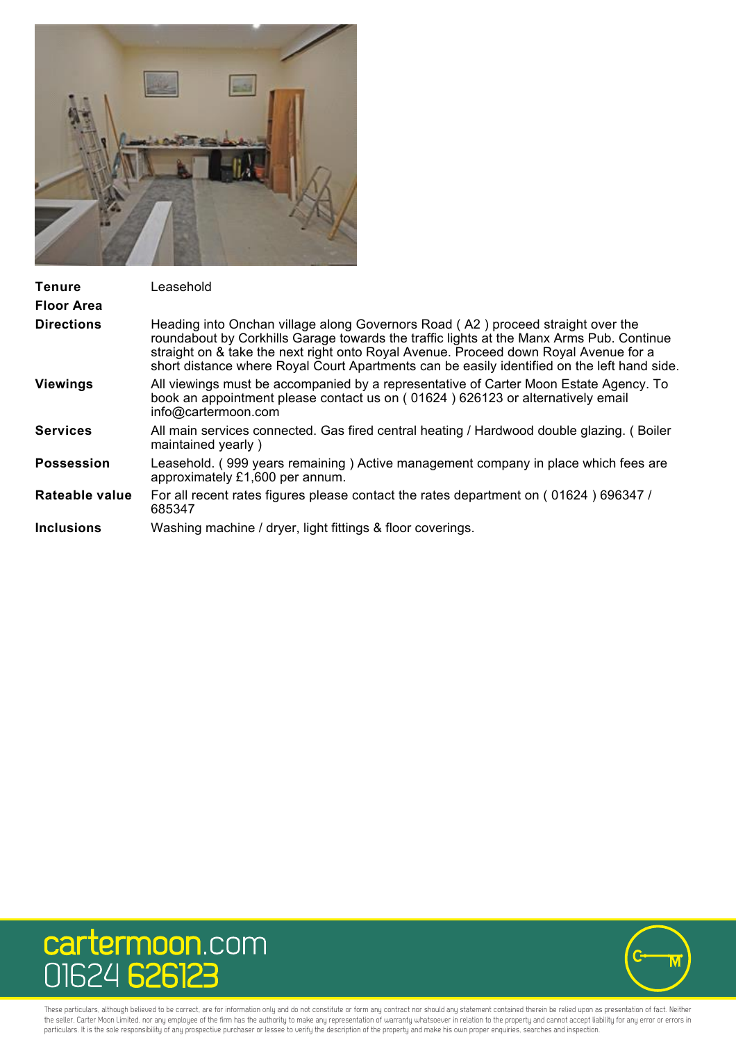| | |
|---|---|
| **Tenure** | Leasehold |
| **Floor Area** | |
| **Directions** | Heading into Onchan village along Governors Road ( A2 ) proceed straight over the roundabout by Corkhills Garage towards the traffic lights at the Manx Arms Pub. Continue straight on & take the next right onto Royal Avenue. Proceed down Royal Avenue for a short distance where Royal Court Apartments can be easily identified on the left hand side. |
| **Viewings** | All viewings must be accompanied by a representative of Carter Moon Estate Agency. To book an appointment please contact us on ( 01624 ) 626123 or alternatively email info@cartermoon.com |
| **Services** | All main services connected. Gas fired central heating / Hardwood double glazing. ( Boiler maintained yearly ) |
| **Possession** | Leasehold. ( 999 years remaining ) Active management company in place which fees are approximately £1,600 per annum. |
| **Rateable value** | For all recent rates figures please contact the rates department on ( 01624 ) 696347 / 685347 |
| **Inclusions** | Washing machine / dryer, light fittings & floor coverings. |

cartermoon.com
01624 626123

These particulars, although believed to be correct, are for information only and do not constitute or form any contract nor should any statement contained therein be relied upon as presentation of fact. Neither the seller, Carter Moon Limited, nor any employee of the firm has the authority to make any representation of warranty whatsoever in relation to the property and cannot accept liability for any error or errors in particulars. It is the sole responsibility of any prospective purchaser or lessee to verify the description of the property and make his own proper enquiries, searches and inspection.